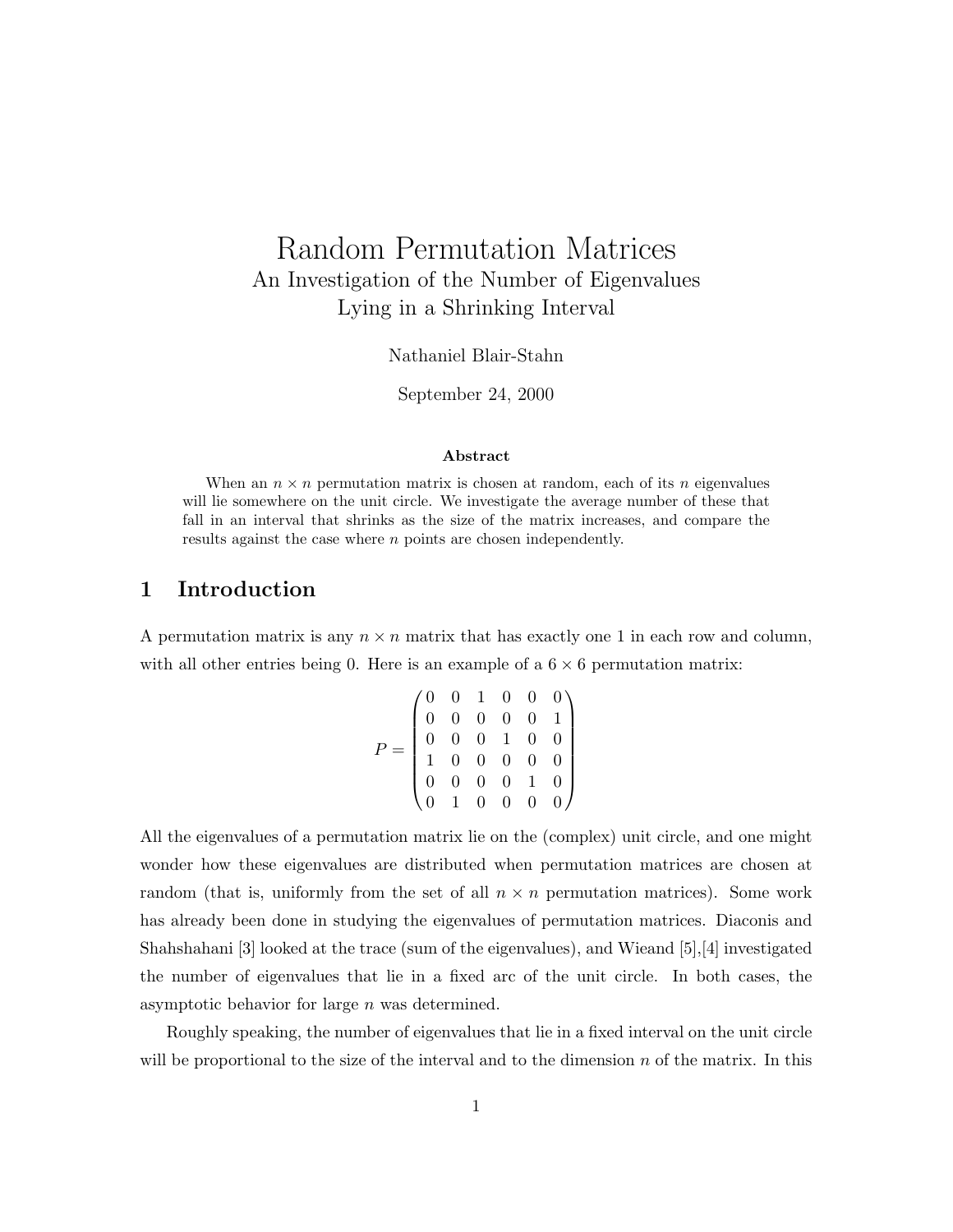# Random Permutation Matrices

## An Investigation of the Number of Eigenvalues Lying in a Shrinking Interval

Nathaniel Blair-Stahn

September 24, 2000

**Abstract**

When an $n \times n$ permutation matrix is chosen at random, each of its $n$ eigenvalues will lie somewhere on the unit circle. We investigate the average number of these that fall in an interval that shrinks as the size of the matrix increases, and compare the results against the case where $n$ points are chosen independently.

## 1 Introduction

A permutation matrix is any $n \times n$ matrix that has exactly one 1 in each row and column, with all other entries being 0. Here is an example of a $6 \times 6$ permutation matrix:

$$P = \begin{pmatrix} 0 & 0 & 1 & 0 & 0 & 0 \\ 0 & 0 & 0 & 0 & 0 & 1 \\ 0 & 0 & 0 & 1 & 0 & 0 \\ 1 & 0 & 0 & 0 & 0 & 0 \\ 0 & 0 & 0 & 0 & 1 & 0 \\ 0 & 1 & 0 & 0 & 0 & 0 \end{pmatrix}$$

All the eigenvalues of a permutation matrix lie on the (complex) unit circle, and one might wonder how these eigenvalues are distributed when permutation matrices are chosen at random (that is, uniformly from the set of all $n \times n$ permutation matrices). Some work has already been done in studying the eigenvalues of permutation matrices. Diaconis and Shahshahani [3] looked at the trace (sum of the eigenvalues), and Wieand [5],[4] investigated the number of eigenvalues that lie in a fixed arc of the unit circle. In both cases, the asymptotic behavior for large $n$ was determined.

Roughly speaking, the number of eigenvalues that lie in a fixed interval on the unit circle will be proportional to the size of the interval and to the dimension $n$ of the matrix. In this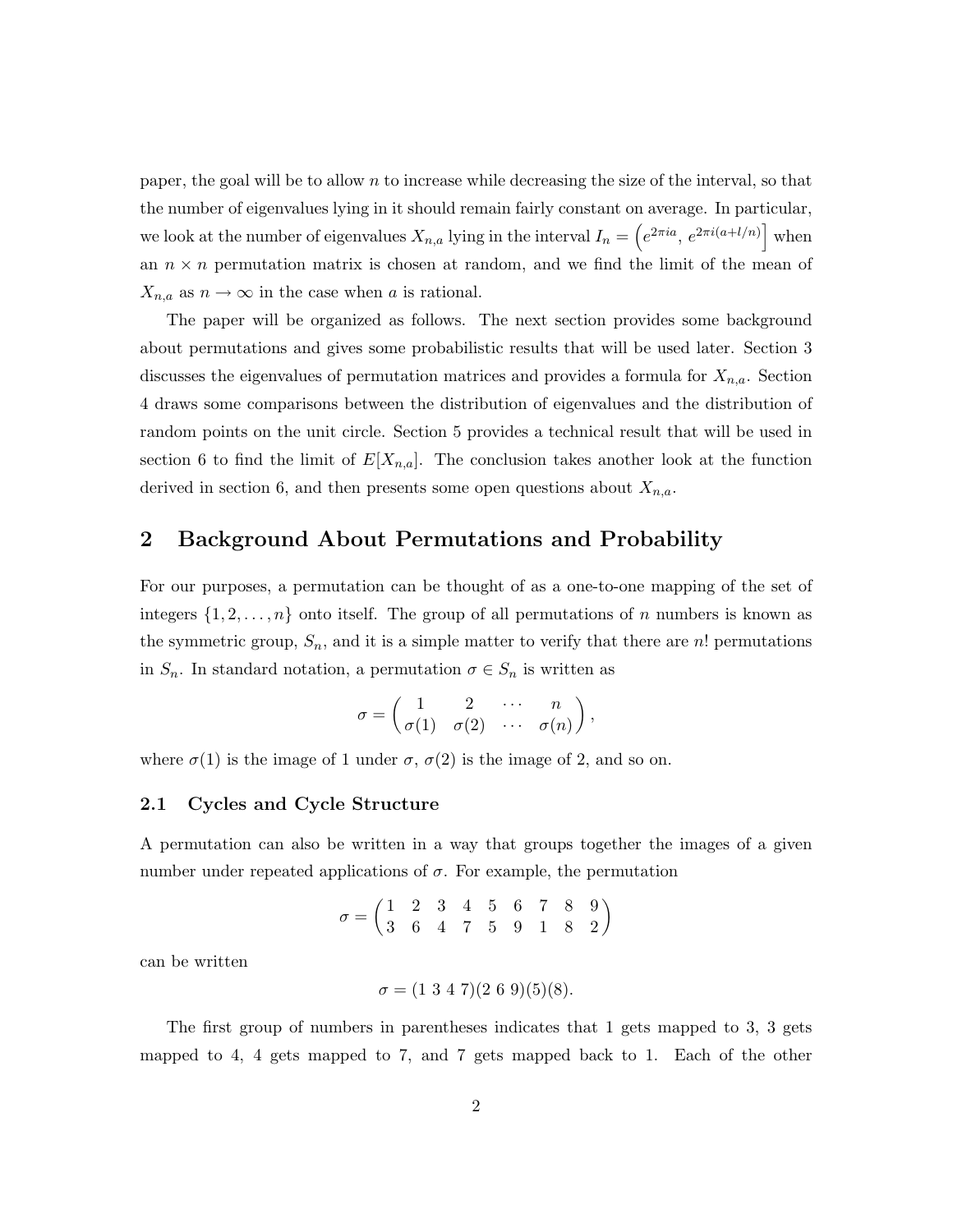paper, the goal will be to allow $n$ to increase while decreasing the size of the interval, so that the number of eigenvalues lying in it should remain fairly constant on average. In particular, we look at the number of eigenvalues $X_{n,a}$ lying in the interval $I_n = \left(e^{2\pi i a},\, e^{2\pi i(a+l/n)}\right]$ when an $n \times n$ permutation matrix is chosen at random, and we find the limit of the mean of $X_{n,a}$ as $n \to \infty$ in the case when $a$ is rational.

The paper will be organized as follows. The next section provides some background about permutations and gives some probabilistic results that will be used later. Section 3 discusses the eigenvalues of permutation matrices and provides a formula for $X_{n,a}$. Section 4 draws some comparisons between the distribution of eigenvalues and the distribution of random points on the unit circle. Section 5 provides a technical result that will be used in section 6 to find the limit of $E[X_{n,a}]$. The conclusion takes another look at the function derived in section 6, and then presents some open questions about $X_{n,a}$.

## 2 Background About Permutations and Probability

For our purposes, a permutation can be thought of as a one-to-one mapping of the set of integers $\{1, 2, \ldots, n\}$ onto itself. The group of all permutations of $n$ numbers is known as the symmetric group, $S_n$, and it is a simple matter to verify that there are $n!$ permutations in $S_n$. In standard notation, a permutation $\sigma \in S_n$ is written as

$$\sigma = \begin{pmatrix} 1 & 2 & \cdots & n \\ \sigma(1) & \sigma(2) & \cdots & \sigma(n) \end{pmatrix},$$

where $\sigma(1)$ is the image of 1 under $\sigma$, $\sigma(2)$ is the image of 2, and so on.

### 2.1 Cycles and Cycle Structure

A permutation can also be written in a way that groups together the images of a given number under repeated applications of $\sigma$. For example, the permutation

$$\sigma = \begin{pmatrix} 1 & 2 & 3 & 4 & 5 & 6 & 7 & 8 & 9 \\ 3 & 6 & 4 & 7 & 5 & 9 & 1 & 8 & 2 \end{pmatrix}$$

can be written

$$\sigma = (1\ 3\ 4\ 7)(2\ 6\ 9)(5)(8).$$

The first group of numbers in parentheses indicates that 1 gets mapped to 3, 3 gets mapped to 4, 4 gets mapped to 7, and 7 gets mapped back to 1. Each of the other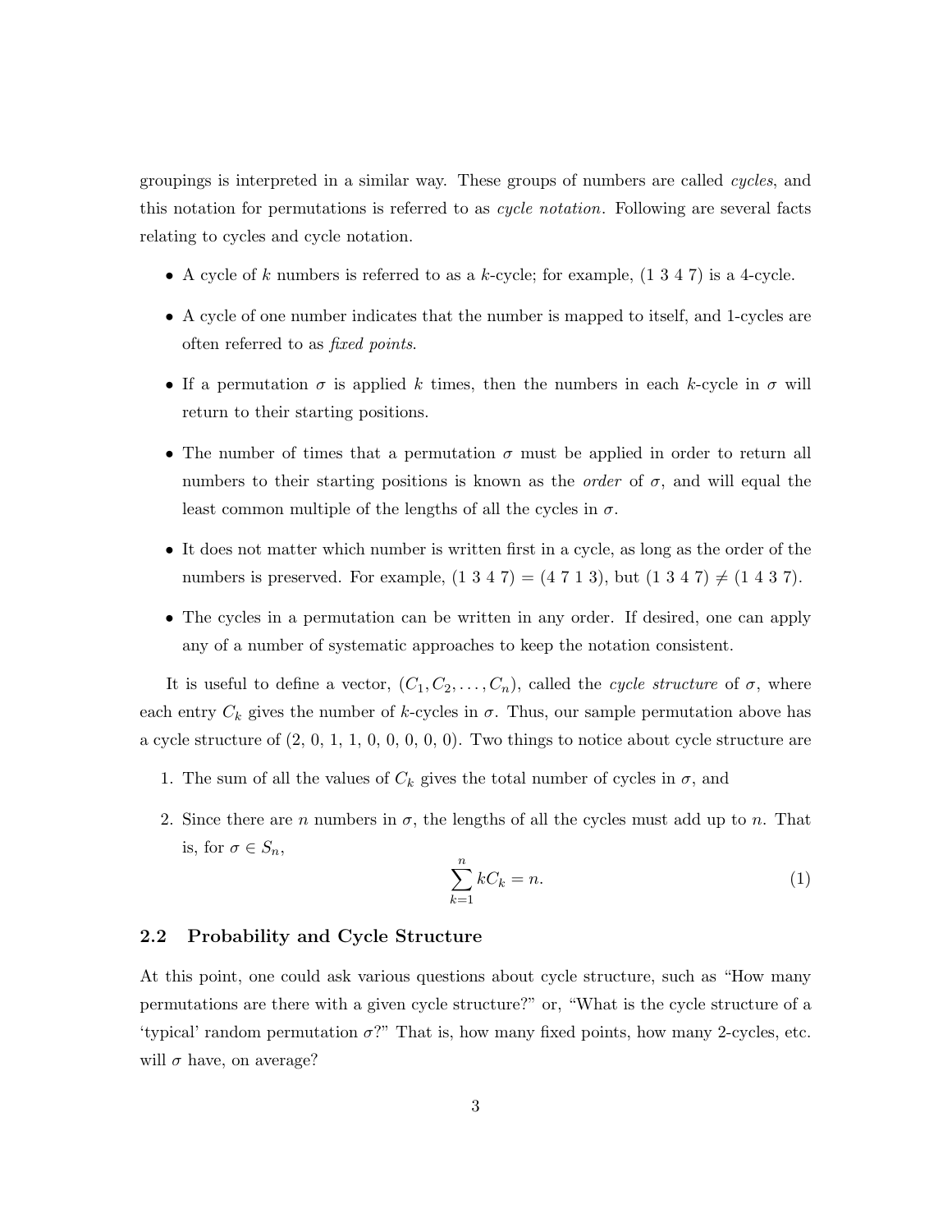groupings is interpreted in a similar way. These groups of numbers are called *cycles*, and this notation for permutations is referred to as *cycle notation*. Following are several facts relating to cycles and cycle notation.

- A cycle of $k$ numbers is referred to as a $k$-cycle; for example, (1 3 4 7) is a 4-cycle.
- A cycle of one number indicates that the number is mapped to itself, and 1-cycles are often referred to as *fixed points*.
- If a permutation $\sigma$ is applied $k$ times, then the numbers in each $k$-cycle in $\sigma$ will return to their starting positions.
- The number of times that a permutation $\sigma$ must be applied in order to return all numbers to their starting positions is known as the *order* of $\sigma$, and will equal the least common multiple of the lengths of all the cycles in $\sigma$.
- It does not matter which number is written first in a cycle, as long as the order of the numbers is preserved. For example, (1 3 4 7) = (4 7 1 3), but (1 3 4 7) $\neq$ (1 4 3 7).
- The cycles in a permutation can be written in any order. If desired, one can apply any of a number of systematic approaches to keep the notation consistent.

It is useful to define a vector, $(C_1, C_2, \ldots, C_n)$, called the *cycle structure* of $\sigma$, where each entry $C_k$ gives the number of $k$-cycles in $\sigma$. Thus, our sample permutation above has a cycle structure of (2, 0, 1, 1, 0, 0, 0, 0, 0). Two things to notice about cycle structure are

1. The sum of all the values of $C_k$ gives the total number of cycles in $\sigma$, and
2. Since there are $n$ numbers in $\sigma$, the lengths of all the cycles must add up to $n$. That is, for $\sigma \in S_n$,

$$\sum_{k=1}^{n} kC_k = n. \tag{1}$$

## 2.2 Probability and Cycle Structure

At this point, one could ask various questions about cycle structure, such as "How many permutations are there with a given cycle structure?" or, "What is the cycle structure of a 'typical' random permutation $\sigma$?" That is, how many fixed points, how many 2-cycles, etc. will $\sigma$ have, on average?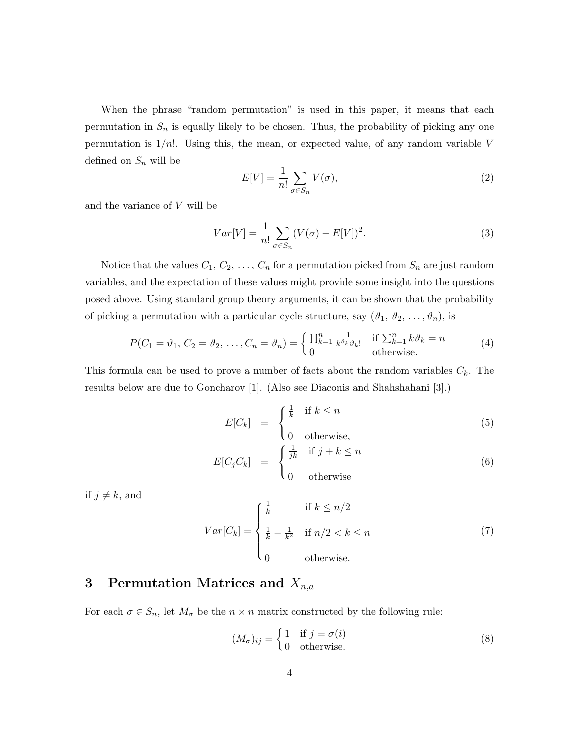When the phrase "random permutation" is used in this paper, it means that each permutation in $S_n$ is equally likely to be chosen. Thus, the probability of picking any one permutation is $1/n!$. Using this, the mean, or expected value, of any random variable $V$ defined on $S_n$ will be

$$E[V] = \frac{1}{n!} \sum_{\sigma \in S_n} V(\sigma), \tag{2}$$

and the variance of $V$ will be

$$Var[V] = \frac{1}{n!} \sum_{\sigma \in S_n} (V(\sigma) - E[V])^2. \tag{3}$$

Notice that the values $C_1, C_2, \ldots, C_n$ for a permutation picked from $S_n$ are just random variables, and the expectation of these values might provide some insight into the questions posed above. Using standard group theory arguments, it can be shown that the probability of picking a permutation with a particular cycle structure, say $(\vartheta_1, \vartheta_2, \ldots, \vartheta_n)$, is

$$P(C_1 = \vartheta_1, C_2 = \vartheta_2, \ldots, C_n = \vartheta_n) = \begin{cases} \prod_{k=1}^{n} \frac{1}{k^{\vartheta_k} \vartheta_k!} & \text{if } \sum_{k=1}^{n} k\vartheta_k = n \\ 0 & \text{otherwise.} \end{cases} \tag{4}$$

This formula can be used to prove a number of facts about the random variables $C_k$. The results below are due to Goncharov [1]. (Also see Diaconis and Shahshahani [3].)

$$E[C_k] = \begin{cases} \frac{1}{k} & \text{if } k \leq n \\ 0 & \text{otherwise,} \end{cases} \tag{5}$$

$$E[C_j C_k] = \begin{cases} \frac{1}{jk} & \text{if } j + k \leq n \\ 0 & \text{otherwise} \end{cases} \tag{6}$$

if $j \neq k$, and

$$Var[C_k] = \begin{cases} \frac{1}{k} & \text{if } k \leq n/2 \\ \frac{1}{k} - \frac{1}{k^2} & \text{if } n/2 < k \leq n \\ 0 & \text{otherwise.} \end{cases} \tag{7}$$

## 3 Permutation Matrices and $X_{n,a}$

For each $\sigma \in S_n$, let $M_\sigma$ be the $n \times n$ matrix constructed by the following rule:

$$(M_\sigma)_{ij} = \begin{cases} 1 & \text{if } j = \sigma(i) \\ 0 & \text{otherwise.} \end{cases} \tag{8}$$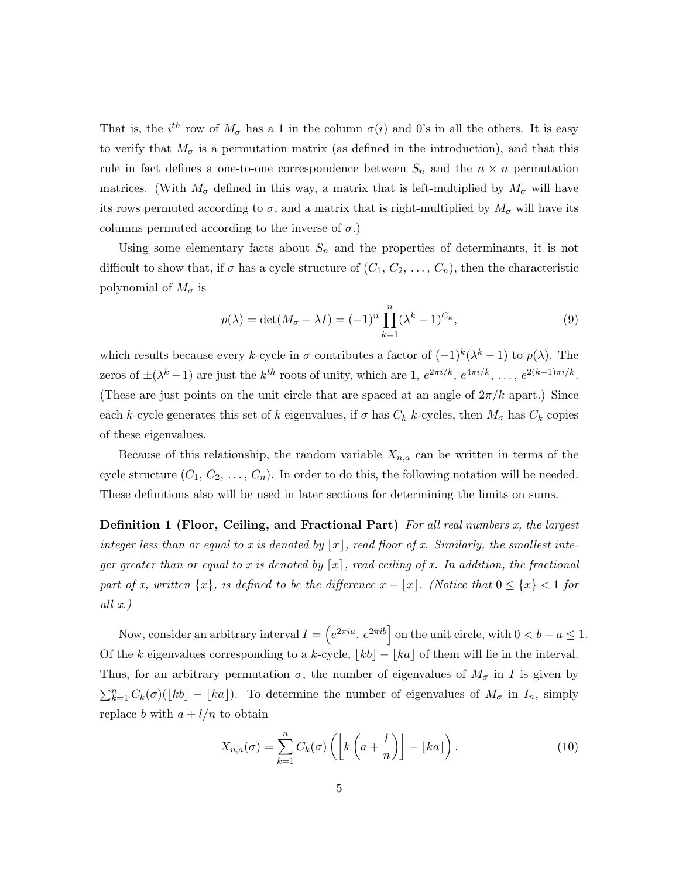That is, the $i^{th}$ row of $M_\sigma$ has a 1 in the column $\sigma(i)$ and 0's in all the others. It is easy to verify that $M_\sigma$ is a permutation matrix (as defined in the introduction), and that this rule in fact defines a one-to-one correspondence between $S_n$ and the $n \times n$ permutation matrices. (With $M_\sigma$ defined in this way, a matrix that is left-multiplied by $M_\sigma$ will have its rows permuted according to $\sigma$, and a matrix that is right-multiplied by $M_\sigma$ will have its columns permuted according to the inverse of $\sigma$.)

Using some elementary facts about $S_n$ and the properties of determinants, it is not difficult to show that, if $\sigma$ has a cycle structure of $(C_1, C_2, \ldots, C_n)$, then the characteristic polynomial of $M_\sigma$ is

$$p(\lambda) = \det(M_\sigma - \lambda I) = (-1)^n \prod_{k=1}^{n} (\lambda^k - 1)^{C_k}, \tag{9}$$

which results because every $k$-cycle in $\sigma$ contributes a factor of $(-1)^k(\lambda^k - 1)$ to $p(\lambda)$. The zeros of $\pm(\lambda^k - 1)$ are just the $k^{th}$ roots of unity, which are $1$, $e^{2\pi i/k}$, $e^{4\pi i/k}$, $\ldots$, $e^{2(k-1)\pi i/k}$. (These are just points on the unit circle that are spaced at an angle of $2\pi/k$ apart.) Since each $k$-cycle generates this set of $k$ eigenvalues, if $\sigma$ has $C_k$ $k$-cycles, then $M_\sigma$ has $C_k$ copies of these eigenvalues.

Because of this relationship, the random variable $X_{n,a}$ can be written in terms of the cycle structure $(C_1, C_2, \ldots, C_n)$. In order to do this, the following notation will be needed. These definitions also will be used in later sections for determining the limits on sums.

**Definition 1 (Floor, Ceiling, and Fractional Part)** *For all real numbers $x$, the largest integer less than or equal to $x$ is denoted by $\lfloor x \rfloor$, read floor of $x$. Similarly, the smallest integer greater than or equal to $x$ is denoted by $\lceil x \rceil$, read ceiling of $x$. In addition, the fractional part of $x$, written $\{x\}$, is defined to be the difference $x - \lfloor x \rfloor$. (Notice that $0 \leq \{x\} < 1$ for all $x$.)*

Now, consider an arbitrary interval $I = \left(e^{2\pi i a}, e^{2\pi i b}\right]$ on the unit circle, with $0 < b - a \leq 1$. Of the $k$ eigenvalues corresponding to a $k$-cycle, $\lfloor kb \rfloor - \lfloor ka \rfloor$ of them will lie in the interval. Thus, for an arbitrary permutation $\sigma$, the number of eigenvalues of $M_\sigma$ in $I$ is given by $\sum_{k=1}^{n} C_k(\sigma)(\lfloor kb \rfloor - \lfloor ka \rfloor)$. To determine the number of eigenvalues of $M_\sigma$ in $I_n$, simply replace $b$ with $a + l/n$ to obtain

$$X_{n,a}(\sigma) = \sum_{k=1}^{n} C_k(\sigma) \left( \left\lfloor k\left(a + \frac{l}{n}\right) \right\rfloor - \lfloor ka \rfloor \right). \tag{10}$$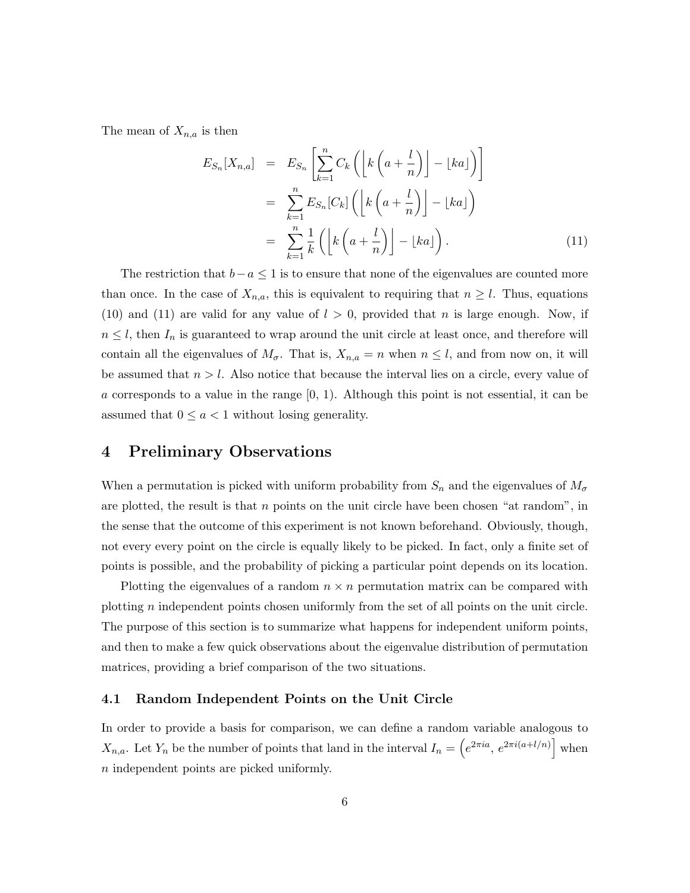The mean of $X_{n,a}$ is then

$$
\begin{aligned}
E_{S_n}[X_{n,a}] &= E_{S_n}\left[\sum_{k=1}^{n} C_k \left(\left\lfloor k\left(a+\frac{l}{n}\right)\right\rfloor - \lfloor ka \rfloor\right)\right] \\
&= \sum_{k=1}^{n} E_{S_n}[C_k] \left(\left\lfloor k\left(a+\frac{l}{n}\right)\right\rfloor - \lfloor ka \rfloor\right) \\
&= \sum_{k=1}^{n} \frac{1}{k} \left(\left\lfloor k\left(a+\frac{l}{n}\right)\right\rfloor - \lfloor ka \rfloor\right). \qquad (11)
\end{aligned}
$$

The restriction that $b-a \leq 1$ is to ensure that none of the eigenvalues are counted more than once. In the case of $X_{n,a}$, this is equivalent to requiring that $n \geq l$. Thus, equations (10) and (11) are valid for any value of $l > 0$, provided that $n$ is large enough. Now, if $n \leq l$, then $I_n$ is guaranteed to wrap around the unit circle at least once, and therefore will contain all the eigenvalues of $M_\sigma$. That is, $X_{n,a} = n$ when $n \leq l$, and from now on, it will be assumed that $n > l$. Also notice that because the interval lies on a circle, every value of $a$ corresponds to a value in the range $[0,\, 1)$. Although this point is not essential, it can be assumed that $0 \leq a < 1$ without losing generality.

# 4 Preliminary Observations

When a permutation is picked with uniform probability from $S_n$ and the eigenvalues of $M_\sigma$ are plotted, the result is that $n$ points on the unit circle have been chosen "at random", in the sense that the outcome of this experiment is not known beforehand. Obviously, though, not every every point on the circle is equally likely to be picked. In fact, only a finite set of points is possible, and the probability of picking a particular point depends on its location.

Plotting the eigenvalues of a random $n \times n$ permutation matrix can be compared with plotting $n$ independent points chosen uniformly from the set of all points on the unit circle. The purpose of this section is to summarize what happens for independent uniform points, and then to make a few quick observations about the eigenvalue distribution of permutation matrices, providing a brief comparison of the two situations.

## 4.1 Random Independent Points on the Unit Circle

In order to provide a basis for comparison, we can define a random variable analogous to $X_{n,a}$. Let $Y_n$ be the number of points that land in the interval $I_n = \left(e^{2\pi i a},\, e^{2\pi i(a+l/n)}\right]$ when $n$ independent points are picked uniformly.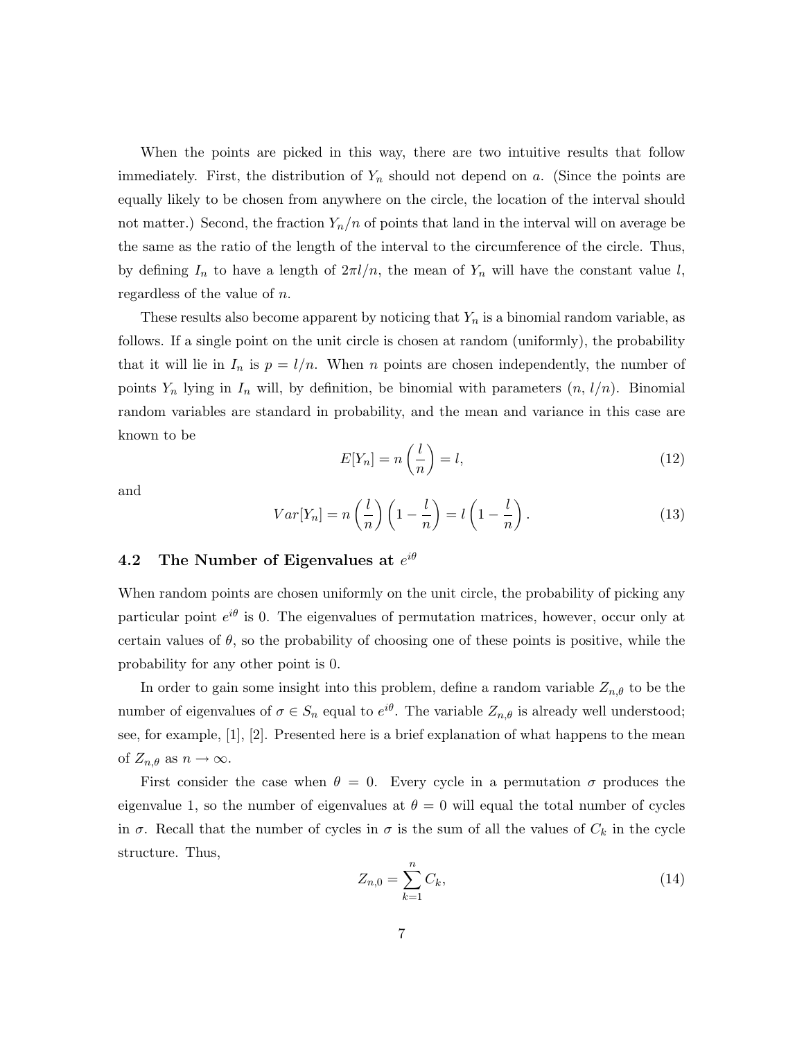When the points are picked in this way, there are two intuitive results that follow immediately. First, the distribution of $Y_n$ should not depend on $a$. (Since the points are equally likely to be chosen from anywhere on the circle, the location of the interval should not matter.) Second, the fraction $Y_n/n$ of points that land in the interval will on average be the same as the ratio of the length of the interval to the circumference of the circle. Thus, by defining $I_n$ to have a length of $2\pi l/n$, the mean of $Y_n$ will have the constant value $l$, regardless of the value of $n$.

These results also become apparent by noticing that $Y_n$ is a binomial random variable, as follows. If a single point on the unit circle is chosen at random (uniformly), the probability that it will lie in $I_n$ is $p = l/n$. When $n$ points are chosen independently, the number of points $Y_n$ lying in $I_n$ will, by definition, be binomial with parameters $(n, l/n)$. Binomial random variables are standard in probability, and the mean and variance in this case are known to be

$$E[Y_n] = n\left(\frac{l}{n}\right) = l, \tag{12}$$

and

$$Var[Y_n] = n\left(\frac{l}{n}\right)\left(1 - \frac{l}{n}\right) = l\left(1 - \frac{l}{n}\right). \tag{13}$$

### 4.2 The Number of Eigenvalues at $e^{i\theta}$

When random points are chosen uniformly on the unit circle, the probability of picking any particular point $e^{i\theta}$ is 0. The eigenvalues of permutation matrices, however, occur only at certain values of $\theta$, so the probability of choosing one of these points is positive, while the probability for any other point is 0.

In order to gain some insight into this problem, define a random variable $Z_{n,\theta}$ to be the number of eigenvalues of $\sigma \in S_n$ equal to $e^{i\theta}$. The variable $Z_{n,\theta}$ is already well understood; see, for example, [1], [2]. Presented here is a brief explanation of what happens to the mean of $Z_{n,\theta}$ as $n \to \infty$.

First consider the case when $\theta = 0$. Every cycle in a permutation $\sigma$ produces the eigenvalue 1, so the number of eigenvalues at $\theta = 0$ will equal the total number of cycles in $\sigma$. Recall that the number of cycles in $\sigma$ is the sum of all the values of $C_k$ in the cycle structure. Thus,

$$Z_{n,0} = \sum_{k=1}^{n} C_k, \tag{14}$$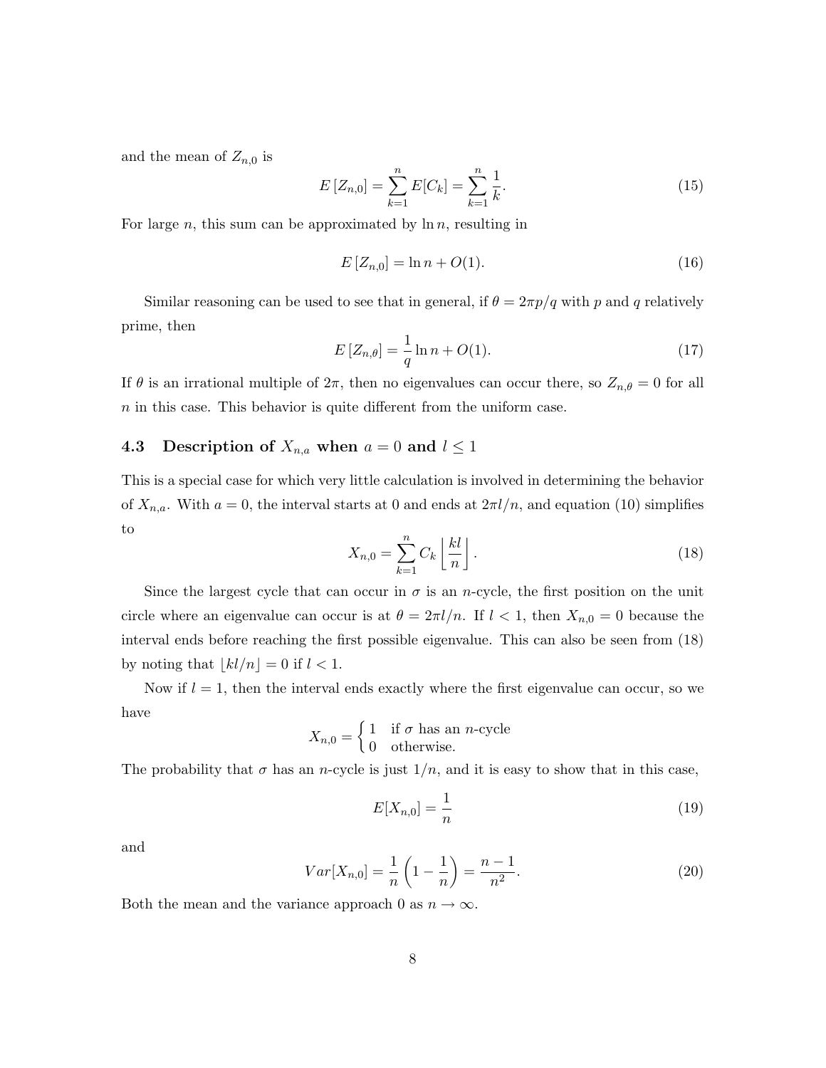and the mean of $Z_{n,0}$ is

$$E[Z_{n,0}] = \sum_{k=1}^{n} E[C_k] = \sum_{k=1}^{n} \frac{1}{k}. \tag{15}$$

For large $n$, this sum can be approximated by $\ln n$, resulting in

$$E[Z_{n,0}] = \ln n + O(1). \tag{16}$$

Similar reasoning can be used to see that in general, if $\theta = 2\pi p/q$ with $p$ and $q$ relatively prime, then

$$E[Z_{n,\theta}] = \frac{1}{q} \ln n + O(1). \tag{17}$$

If $\theta$ is an irrational multiple of $2\pi$, then no eigenvalues can occur there, so $Z_{n,\theta} = 0$ for all $n$ in this case. This behavior is quite different from the uniform case.

### 4.3 Description of $X_{n,a}$ when $a = 0$ and $l \leq 1$

This is a special case for which very little calculation is involved in determining the behavior of $X_{n,a}$. With $a = 0$, the interval starts at 0 and ends at $2\pi l/n$, and equation (10) simplifies to

$$X_{n,0} = \sum_{k=1}^{n} C_k \left\lfloor \frac{kl}{n} \right\rfloor. \tag{18}$$

Since the largest cycle that can occur in $\sigma$ is an $n$-cycle, the first position on the unit circle where an eigenvalue can occur is at $\theta = 2\pi l/n$. If $l < 1$, then $X_{n,0} = 0$ because the interval ends before reaching the first possible eigenvalue. This can also be seen from (18) by noting that $\lfloor kl/n \rfloor = 0$ if $l < 1$.

Now if $l = 1$, then the interval ends exactly where the first eigenvalue can occur, so we have

$$X_{n,0} = \begin{cases} 1 & \text{if } \sigma \text{ has an } n\text{-cycle} \\ 0 & \text{otherwise.} \end{cases}$$

The probability that $\sigma$ has an $n$-cycle is just $1/n$, and it is easy to show that in this case,

$$E[X_{n,0}] = \frac{1}{n} \tag{19}$$

and

$$Var[X_{n,0}] = \frac{1}{n}\left(1 - \frac{1}{n}\right) = \frac{n-1}{n^2}. \tag{20}$$

Both the mean and the variance approach 0 as $n \to \infty$.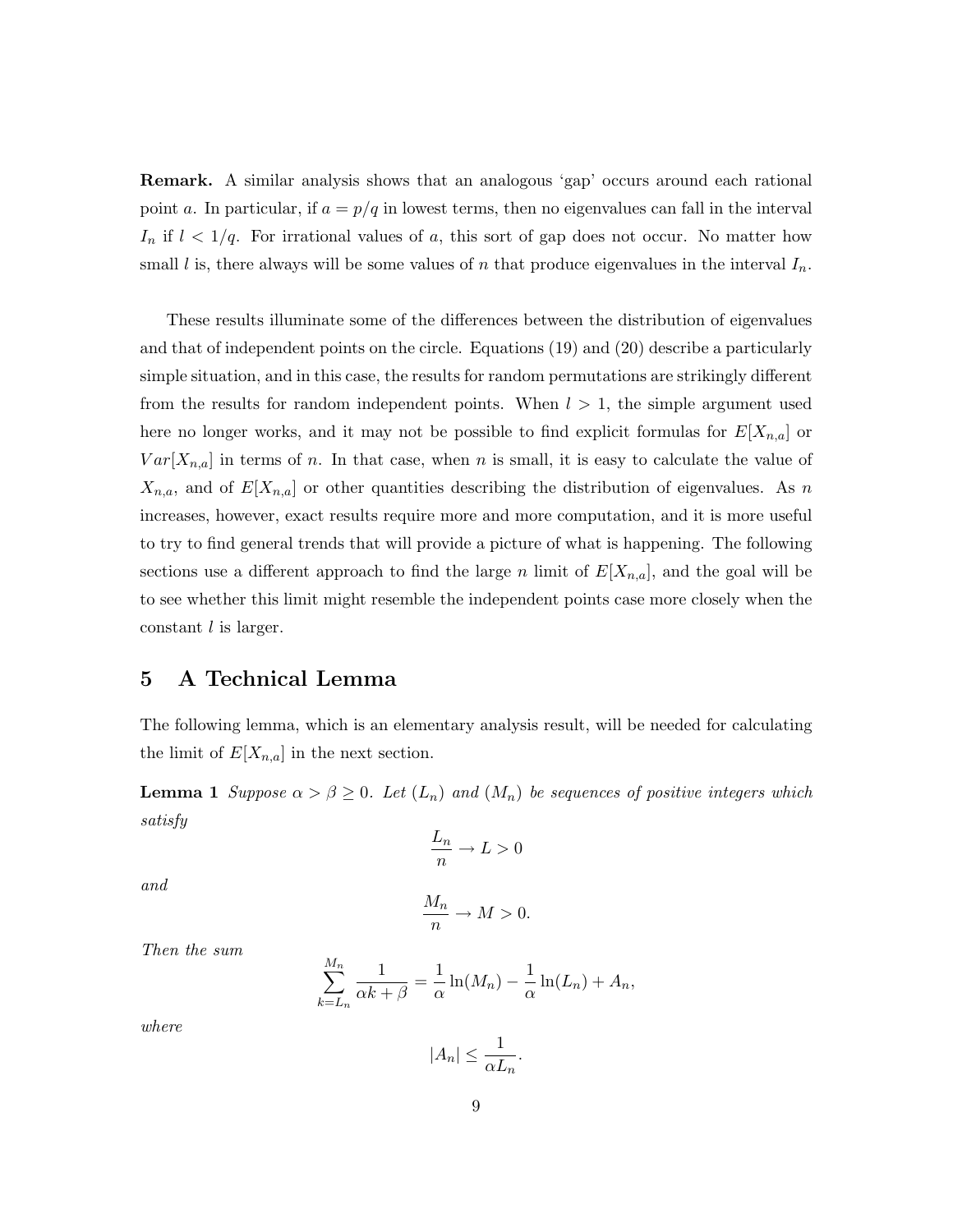**Remark.** A similar analysis shows that an analogous 'gap' occurs around each rational point $a$. In particular, if $a = p/q$ in lowest terms, then no eigenvalues can fall in the interval $I_n$ if $l < 1/q$. For irrational values of $a$, this sort of gap does not occur. No matter how small $l$ is, there always will be some values of $n$ that produce eigenvalues in the interval $I_n$.

These results illuminate some of the differences between the distribution of eigenvalues and that of independent points on the circle. Equations (19) and (20) describe a particularly simple situation, and in this case, the results for random permutations are strikingly different from the results for random independent points. When $l > 1$, the simple argument used here no longer works, and it may not be possible to find explicit formulas for $E[X_{n,a}]$ or $Var[X_{n,a}]$ in terms of $n$. In that case, when $n$ is small, it is easy to calculate the value of $X_{n,a}$, and of $E[X_{n,a}]$ or other quantities describing the distribution of eigenvalues. As $n$ increases, however, exact results require more and more computation, and it is more useful to try to find general trends that will provide a picture of what is happening. The following sections use a different approach to find the large $n$ limit of $E[X_{n,a}]$, and the goal will be to see whether this limit might resemble the independent points case more closely when the constant $l$ is larger.

## 5 A Technical Lemma

The following lemma, which is an elementary analysis result, will be needed for calculating the limit of $E[X_{n,a}]$ in the next section.

**Lemma 1** *Suppose $\alpha > \beta \geq 0$. Let $(L_n)$ and $(M_n)$ be sequences of positive integers which satisfy*

$$\frac{L_n}{n} \to L > 0$$

*and*

$$\frac{M_n}{n} \to M > 0.$$

*Then the sum*

$$\sum_{k=L_n}^{M_n} \frac{1}{\alpha k + \beta} = \frac{1}{\alpha} \ln(M_n) - \frac{1}{\alpha} \ln(L_n) + A_n,$$

*where*

$$|A_n| \leq \frac{1}{\alpha L_n}.$$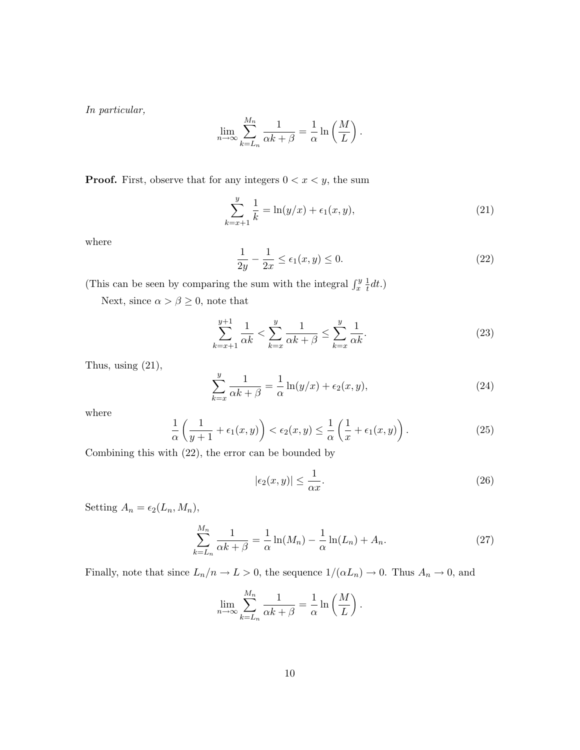*In particular,*

$$\lim_{n\to\infty} \sum_{k=L_n}^{M_n} \frac{1}{\alpha k + \beta} = \frac{1}{\alpha} \ln\left(\frac{M}{L}\right).$$

**Proof.** First, observe that for any integers $0 < x < y$, the sum

$$\sum_{k=x+1}^{y} \frac{1}{k} = \ln(y/x) + \epsilon_1(x, y), \tag{21}$$

where

$$\frac{1}{2y} - \frac{1}{2x} \leq \epsilon_1(x, y) \leq 0. \tag{22}$$

(This can be seen by comparing the sum with the integral $\int_x^y \frac{1}{t} dt$.)

Next, since $\alpha > \beta \geq 0$, note that

$$\sum_{k=x+1}^{y+1} \frac{1}{\alpha k} < \sum_{k=x}^{y} \frac{1}{\alpha k + \beta} \leq \sum_{k=x}^{y} \frac{1}{\alpha k}. \tag{23}$$

Thus, using (21),

$$\sum_{k=x}^{y} \frac{1}{\alpha k + \beta} = \frac{1}{\alpha} \ln(y/x) + \epsilon_2(x, y), \tag{24}$$

where

$$\frac{1}{\alpha}\left(\frac{1}{y+1} + \epsilon_1(x, y)\right) < \epsilon_2(x, y) \leq \frac{1}{\alpha}\left(\frac{1}{x} + \epsilon_1(x, y)\right). \tag{25}$$

Combining this with (22), the error can be bounded by

$$|\epsilon_2(x, y)| \leq \frac{1}{\alpha x}. \tag{26}$$

Setting $A_n = \epsilon_2(L_n, M_n)$,

$$\sum_{k=L_n}^{M_n} \frac{1}{\alpha k + \beta} = \frac{1}{\alpha} \ln(M_n) - \frac{1}{\alpha} \ln(L_n) + A_n. \tag{27}$$

Finally, note that since $L_n/n \to L > 0$, the sequence $1/(\alpha L_n) \to 0$. Thus $A_n \to 0$, and

$$\lim_{n\to\infty} \sum_{k=L_n}^{M_n} \frac{1}{\alpha k + \beta} = \frac{1}{\alpha} \ln\left(\frac{M}{L}\right).$$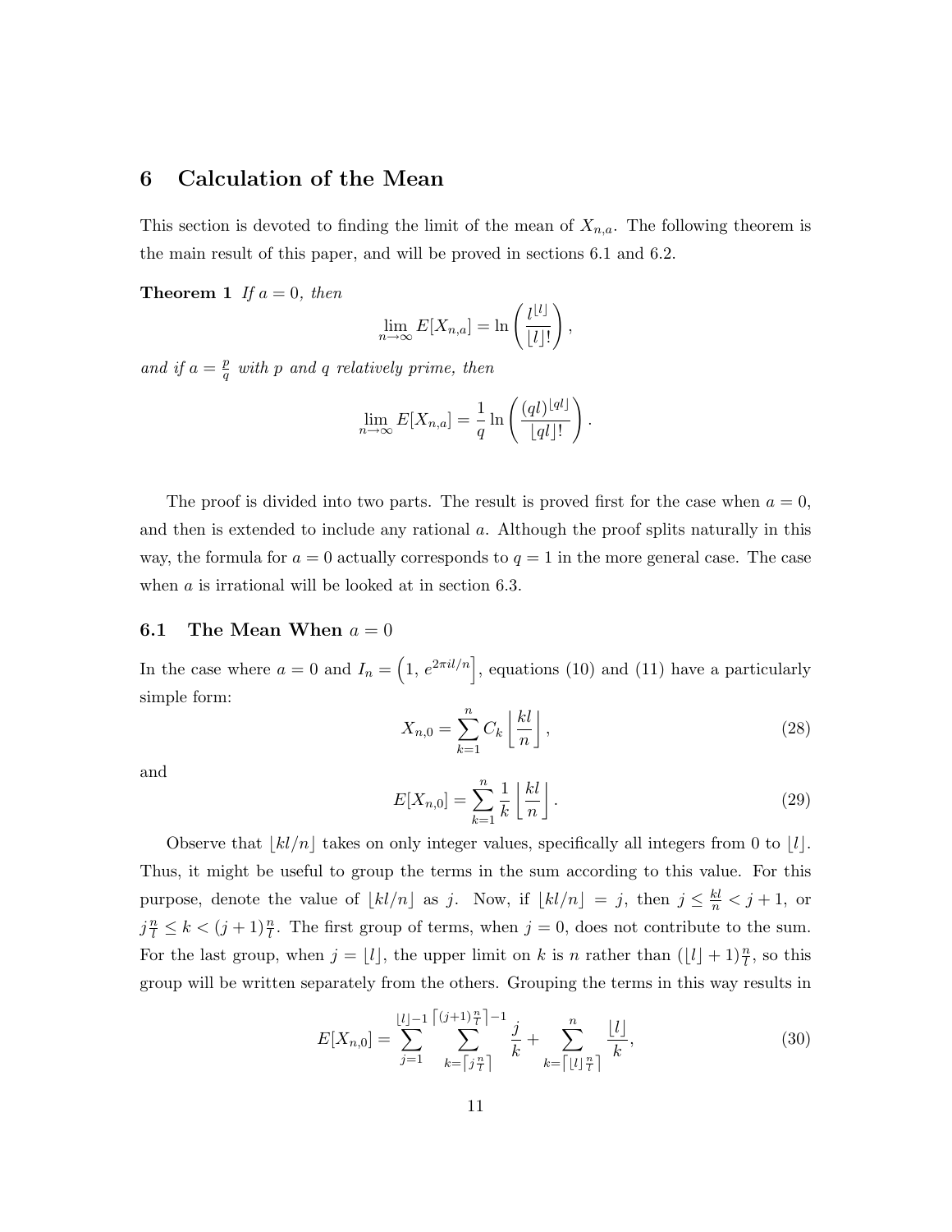## 6 Calculation of the Mean

This section is devoted to finding the limit of the mean of $X_{n,a}$. The following theorem is the main result of this paper, and will be proved in sections 6.1 and 6.2.

**Theorem 1** *If $a = 0$, then*

$$\lim_{n\to\infty} E[X_{n,a}] = \ln\left(\frac{l^{\lfloor l\rfloor}}{\lfloor l\rfloor!}\right),$$

*and if $a = \frac{p}{q}$ with $p$ and $q$ relatively prime, then*

$$\lim_{n\to\infty} E[X_{n,a}] = \frac{1}{q}\ln\left(\frac{(ql)^{\lfloor ql\rfloor}}{\lfloor ql\rfloor!}\right).$$

The proof is divided into two parts. The result is proved first for the case when $a = 0$, and then is extended to include any rational $a$. Although the proof splits naturally in this way, the formula for $a = 0$ actually corresponds to $q = 1$ in the more general case. The case when $a$ is irrational will be looked at in section 6.3.

### 6.1 The Mean When $a = 0$

In the case where $a = 0$ and $I_n = \left(1,\, e^{2\pi i l/n}\right]$, equations (10) and (11) have a particularly simple form:

$$X_{n,0} = \sum_{k=1}^{n} C_k \left\lfloor \frac{kl}{n} \right\rfloor, \tag{28}$$

and

$$E[X_{n,0}] = \sum_{k=1}^{n} \frac{1}{k}\left\lfloor \frac{kl}{n} \right\rfloor. \tag{29}$$

Observe that $\lfloor kl/n\rfloor$ takes on only integer values, specifically all integers from 0 to $\lfloor l\rfloor$. Thus, it might be useful to group the terms in the sum according to this value. For this purpose, denote the value of $\lfloor kl/n\rfloor$ as $j$. Now, if $\lfloor kl/n\rfloor = j$, then $j \le \frac{kl}{n} < j+1$, or $j\frac{n}{l} \le k < (j+1)\frac{n}{l}$. The first group of terms, when $j = 0$, does not contribute to the sum. For the last group, when $j = \lfloor l\rfloor$, the upper limit on $k$ is $n$ rather than $(\lfloor l\rfloor + 1)\frac{n}{l}$, so this group will be written separately from the others. Grouping the terms in this way results in

$$E[X_{n,0}] = \sum_{j=1}^{\lfloor l\rfloor -1} \sum_{k=\lceil j\frac{n}{l}\rceil}^{\lceil (j+1)\frac{n}{l}\rceil -1} \frac{j}{k} + \sum_{k=\lceil \lfloor l\rfloor \frac{n}{l}\rceil}^{n} \frac{\lfloor l\rfloor}{k}, \tag{30}$$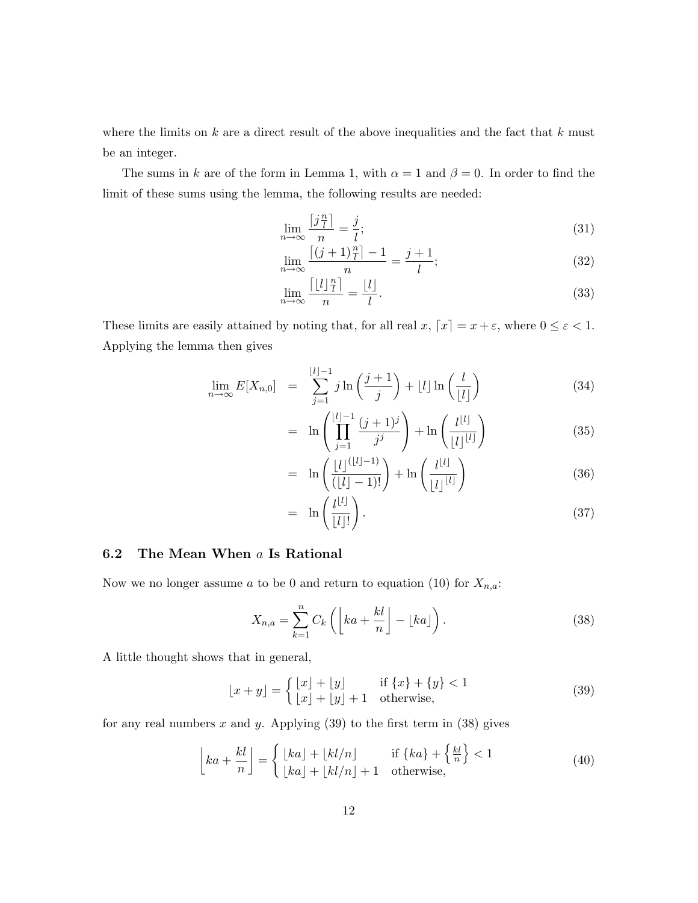where the limits on $k$ are a direct result of the above inequalities and the fact that $k$ must be an integer.

The sums in $k$ are of the form in Lemma 1, with $\alpha = 1$ and $\beta = 0$. In order to find the limit of these sums using the lemma, the following results are needed:

$$\lim_{n\to\infty} \frac{\lceil j\frac{n}{l}\rceil}{n} = \frac{j}{l}; \tag{31}$$

$$\lim_{n\to\infty} \frac{\lceil (j+1)\frac{n}{l}\rceil - 1}{n} = \frac{j+1}{l}; \tag{32}$$

$$\lim_{n\to\infty} \frac{\lceil \lfloor l\rfloor \frac{n}{l}\rceil}{n} = \frac{\lfloor l\rfloor}{l}. \tag{33}$$

These limits are easily attained by noting that, for all real $x$, $\lceil x\rceil = x + \varepsilon$, where $0 \le \varepsilon < 1$. Applying the lemma then gives

$$\begin{aligned}
\lim_{n\to\infty} E[X_{n,0}] &= \sum_{j=1}^{\lfloor l\rfloor -1} j \ln\left(\frac{j+1}{j}\right) + \lfloor l\rfloor \ln\left(\frac{l}{\lfloor l\rfloor}\right) && (34)\\
&= \ln\left(\prod_{j=1}^{\lfloor l\rfloor -1} \frac{(j+1)^j}{j^j}\right) + \ln\left(\frac{l^{\lfloor l\rfloor}}{\lfloor l\rfloor^{\lfloor l\rfloor}}\right) && (35)\\
&= \ln\left(\frac{\lfloor l\rfloor^{(\lfloor l\rfloor -1)}}{(\lfloor l\rfloor -1)!}\right) + \ln\left(\frac{l^{\lfloor l\rfloor}}{\lfloor l\rfloor^{\lfloor l\rfloor}}\right) && (36)\\
&= \ln\left(\frac{l^{\lfloor l\rfloor}}{\lfloor l\rfloor!}\right). && (37)
\end{aligned}$$

### 6.2 The Mean When $a$ Is Rational

Now we no longer assume $a$ to be 0 and return to equation (10) for $X_{n,a}$:

$$X_{n,a} = \sum_{k=1}^{n} C_k \left(\left\lfloor ka + \frac{kl}{n}\right\rfloor - \lfloor ka\rfloor\right). \tag{38}$$

A little thought shows that in general,

$$\lfloor x+y\rfloor = \begin{cases} \lfloor x\rfloor + \lfloor y\rfloor & \text{if } \{x\} + \{y\} < 1 \\ \lfloor x\rfloor + \lfloor y\rfloor + 1 & \text{otherwise,} \end{cases} \tag{39}$$

for any real numbers $x$ and $y$. Applying (39) to the first term in (38) gives

$$\left\lfloor ka + \frac{kl}{n}\right\rfloor = \begin{cases} \lfloor ka\rfloor + \lfloor kl/n\rfloor & \text{if } \{ka\} + \left\{\frac{kl}{n}\right\} < 1 \\ \lfloor ka\rfloor + \lfloor kl/n\rfloor + 1 & \text{otherwise,} \end{cases} \tag{40}$$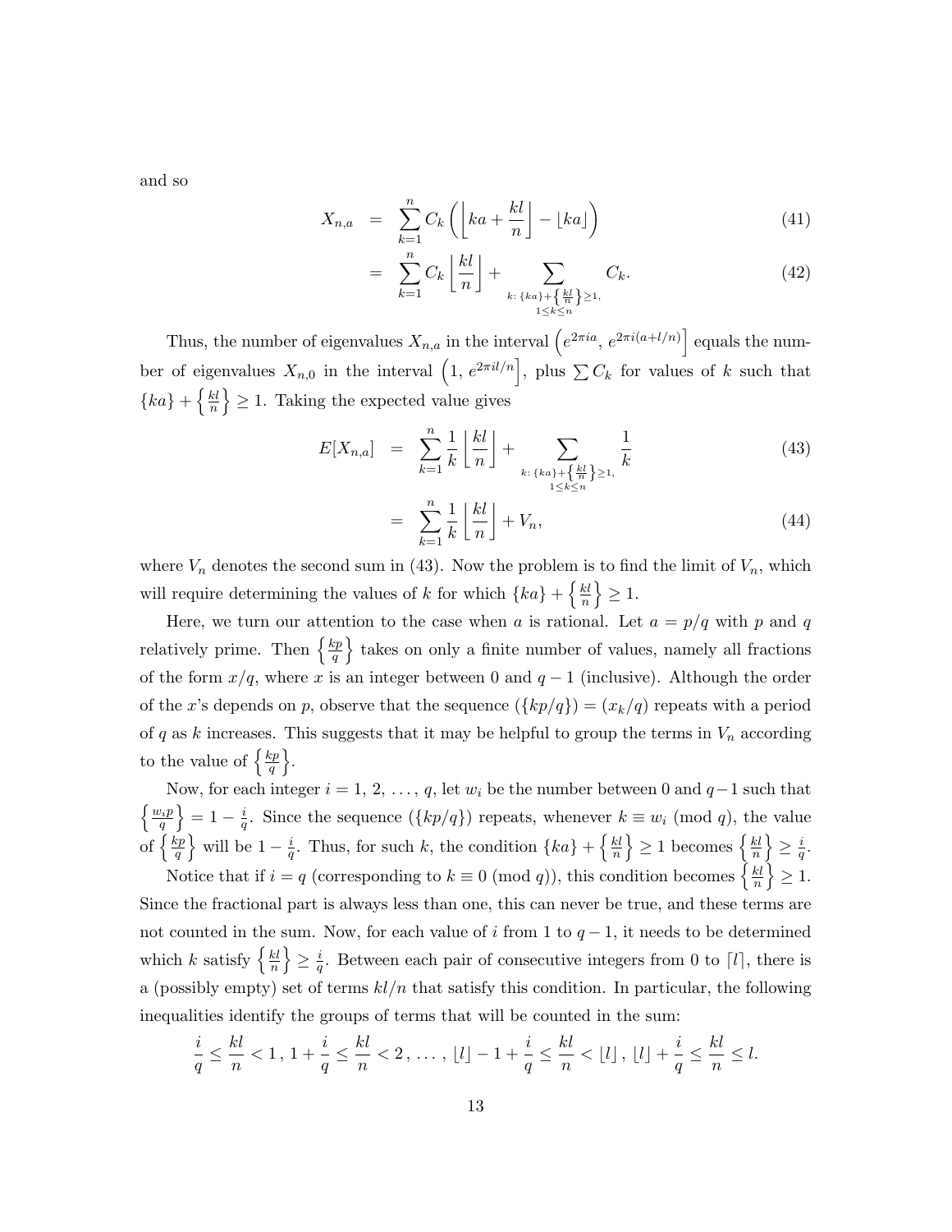and so

$$X_{n,a} = \sum_{k=1}^{n} C_k \left( \left\lfloor ka + \frac{kl}{n} \right\rfloor - \lfloor ka \rfloor \right) \tag{41}$$

$$= \sum_{k=1}^{n} C_k \left\lfloor \frac{kl}{n} \right\rfloor + \sum_{\substack{k:\, \{ka\}+\left\{\frac{kl}{n}\right\}\geq 1, \\ 1\leq k\leq n}} C_k. \tag{42}$$

Thus, the number of eigenvalues $X_{n,a}$ in the interval $\left(e^{2\pi i a},\, e^{2\pi i(a+l/n)}\right]$ equals the number of eigenvalues $X_{n,0}$ in the interval $\left(1,\, e^{2\pi i l/n}\right]$, plus $\sum C_k$ for values of $k$ such that $\{ka\} + \left\{\frac{kl}{n}\right\} \geq 1$. Taking the expected value gives

$$E[X_{n,a}] = \sum_{k=1}^{n} \frac{1}{k} \left\lfloor \frac{kl}{n} \right\rfloor + \sum_{\substack{k:\, \{ka\}+\left\{\frac{kl}{n}\right\}\geq 1, \\ 1\leq k\leq n}} \frac{1}{k} \tag{43}$$

$$= \sum_{k=1}^{n} \frac{1}{k} \left\lfloor \frac{kl}{n} \right\rfloor + V_n, \tag{44}$$

where $V_n$ denotes the second sum in (43). Now the problem is to find the limit of $V_n$, which will require determining the values of $k$ for which $\{ka\} + \left\{\frac{kl}{n}\right\} \geq 1$.

Here, we turn our attention to the case when $a$ is rational. Let $a = p/q$ with $p$ and $q$ relatively prime. Then $\left\{\frac{kp}{q}\right\}$ takes on only a finite number of values, namely all fractions of the form $x/q$, where $x$ is an integer between 0 and $q-1$ (inclusive). Although the order of the $x$'s depends on $p$, observe that the sequence $(\{kp/q\}) = (x_k/q)$ repeats with a period of $q$ as $k$ increases. This suggests that it may be helpful to group the terms in $V_n$ according to the value of $\left\{\frac{kp}{q}\right\}$.

Now, for each integer $i = 1, 2, \ldots, q$, let $w_i$ be the number between 0 and $q-1$ such that $\left\{\frac{w_i p}{q}\right\} = 1 - \frac{i}{q}$. Since the sequence $(\{kp/q\})$ repeats, whenever $k \equiv w_i \pmod{q}$, the value of $\left\{\frac{kp}{q}\right\}$ will be $1 - \frac{i}{q}$. Thus, for such $k$, the condition $\{ka\} + \left\{\frac{kl}{n}\right\} \geq 1$ becomes $\left\{\frac{kl}{n}\right\} \geq \frac{i}{q}$.

Notice that if $i = q$ (corresponding to $k \equiv 0 \pmod{q}$), this condition becomes $\left\{\frac{kl}{n}\right\} \geq 1$. Since the fractional part is always less than one, this can never be true, and these terms are not counted in the sum. Now, for each value of $i$ from 1 to $q-1$, it needs to be determined which $k$ satisfy $\left\{\frac{kl}{n}\right\} \geq \frac{i}{q}$. Between each pair of consecutive integers from 0 to $\lceil l \rceil$, there is a (possibly empty) set of terms $kl/n$ that satisfy this condition. In particular, the following inequalities identify the groups of terms that will be counted in the sum:

$$\frac{i}{q} \leq \frac{kl}{n} < 1\,,\; 1 + \frac{i}{q} \leq \frac{kl}{n} < 2\,,\; \ldots\,,\; \lfloor l \rfloor - 1 + \frac{i}{q} \leq \frac{kl}{n} < \lfloor l \rfloor\,,\; \lfloor l \rfloor + \frac{i}{q} \leq \frac{kl}{n} \leq l.$$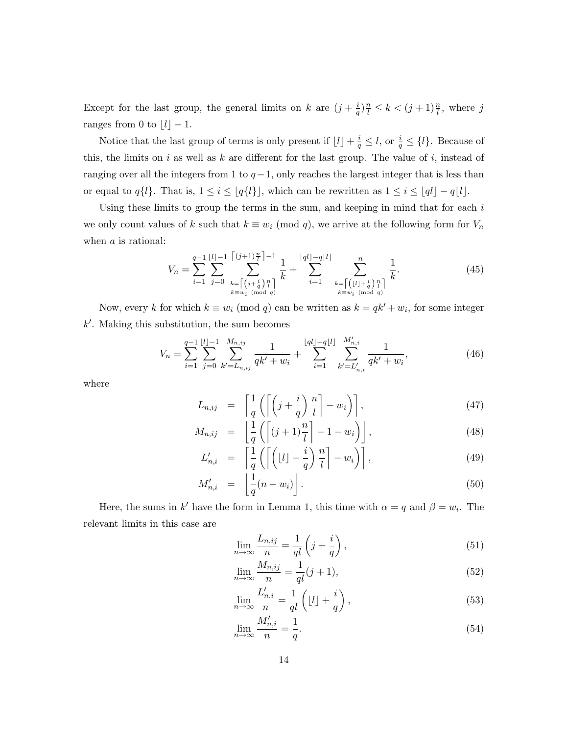Except for the last group, the general limits on $k$ are $(j+\frac{i}{q})\frac{n}{l} \le k < (j+1)\frac{n}{l}$, where $j$ ranges from 0 to $\lfloor l \rfloor - 1$.

Notice that the last group of terms is only present if $\lfloor l \rfloor + \frac{i}{q} \le l$, or $\frac{i}{q} \le \{l\}$. Because of this, the limits on $i$ as well as $k$ are different for the last group. The value of $i$, instead of ranging over all the integers from 1 to $q-1$, only reaches the largest integer that is less than or equal to $q\{l\}$. That is, $1 \le i \le \lfloor q\{l\} \rfloor$, which can be rewritten as $1 \le i \le \lfloor ql \rfloor - q\lfloor l \rfloor$.

Using these limits to group the terms in the sum, and keeping in mind that for each $i$ we only count values of $k$ such that $k \equiv w_i \pmod{q}$, we arrive at the following form for $V_n$ when $a$ is rational:

$$V_n = \sum_{i=1}^{q-1} \sum_{j=0}^{\lfloor l \rfloor - 1} \sum_{\substack{k=\left\lceil \left(j+\frac{i}{q}\right)\frac{n}{l} \right\rceil \\ k \equiv w_i \pmod{q}}}^{\left\lceil (j+1)\frac{n}{l} \right\rceil - 1} \frac{1}{k} + \sum_{i=1}^{\lfloor ql \rfloor - q\lfloor l \rfloor} \sum_{\substack{k=\left\lceil \left(\lfloor l \rfloor+\frac{i}{q}\right)\frac{n}{l} \right\rceil \\ k \equiv w_i \pmod{q}}}^{n} \frac{1}{k}. \tag{45}$$

Now, every $k$ for which $k \equiv w_i \pmod{q}$ can be written as $k = qk' + w_i$, for some integer $k'$. Making this substitution, the sum becomes

$$V_n = \sum_{i=1}^{q-1} \sum_{j=0}^{\lfloor l \rfloor - 1} \sum_{k'=L_{n,ij}}^{M_{n,ij}} \frac{1}{qk' + w_i} + \sum_{i=1}^{\lfloor ql \rfloor - q\lfloor l \rfloor} \sum_{k'=L'_{n,i}}^{M'_{n,i}} \frac{1}{qk' + w_i}, \tag{46}$$

where

$$L_{n,ij} = \left\lceil \frac{1}{q}\left( \left\lceil \left(j + \frac{i}{q}\right)\frac{n}{l} \right\rceil - w_i \right) \right\rceil, \tag{47}$$

$$M_{n,ij} = \left\lfloor \frac{1}{q}\left( \left\lceil (j+1)\frac{n}{l} \right\rceil - 1 - w_i \right) \right\rfloor, \tag{48}$$

$$L'_{n,i} = \left\lceil \frac{1}{q}\left( \left\lceil \left(\lfloor l \rfloor + \frac{i}{q}\right)\frac{n}{l} \right\rceil - w_i \right) \right\rceil, \tag{49}$$

$$M'_{n,i} = \left\lfloor \frac{1}{q}(n - w_i) \right\rfloor. \tag{50}$$

Here, the sums in $k'$ have the form in Lemma 1, this time with $\alpha = q$ and $\beta = w_i$. The relevant limits in this case are

$$\lim_{n\to\infty} \frac{L_{n,ij}}{n} = \frac{1}{ql}\left(j + \frac{i}{q}\right), \tag{51}$$

$$\lim_{n\to\infty} \frac{M_{n,ij}}{n} = \frac{1}{ql}(j+1), \tag{52}$$

$$\lim_{n\to\infty} \frac{L'_{n,i}}{n} = \frac{1}{ql}\left(\lfloor l \rfloor + \frac{i}{q}\right), \tag{53}$$

$$\lim_{n\to\infty} \frac{M'_{n,i}}{n} = \frac{1}{q}. \tag{54}$$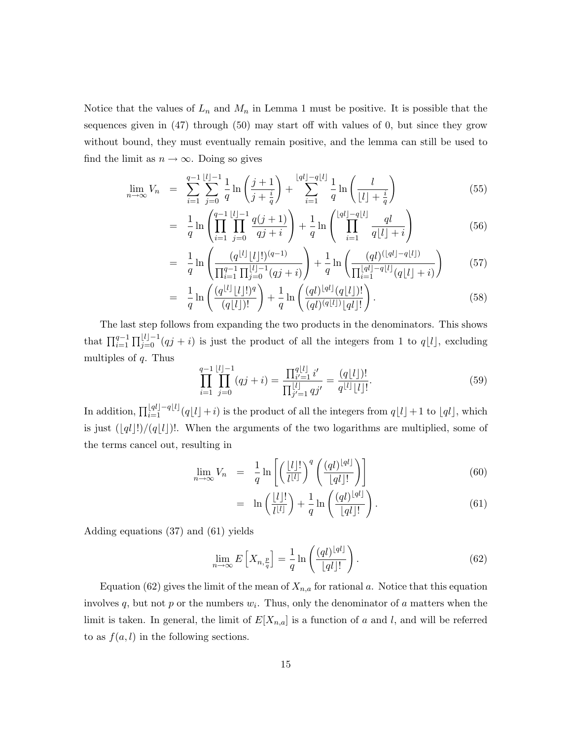Notice that the values of $L_n$ and $M_n$ in Lemma 1 must be positive. It is possible that the sequences given in (47) through (50) may start off with values of 0, but since they grow without bound, they must eventually remain positive, and the lemma can still be used to find the limit as $n \to \infty$. Doing so gives

$$
\begin{aligned}
\lim_{n\to\infty} V_n &= \sum_{i=1}^{q-1}\sum_{j=0}^{\lfloor l\rfloor-1} \frac{1}{q}\ln\left(\frac{j+1}{j+\frac{i}{q}}\right) + \sum_{i=1}^{\lfloor ql\rfloor - q\lfloor l\rfloor} \frac{1}{q}\ln\left(\frac{l}{\lfloor l\rfloor+\frac{i}{q}}\right) && (55)\\
&= \frac{1}{q}\ln\left(\prod_{i=1}^{q-1}\prod_{j=0}^{\lfloor l\rfloor-1}\frac{q(j+1)}{qj+i}\right) + \frac{1}{q}\ln\left(\prod_{i=1}^{\lfloor ql\rfloor-q\lfloor l\rfloor}\frac{ql}{q\lfloor l\rfloor+i}\right) && (56)\\
&= \frac{1}{q}\ln\left(\frac{(q^{\lfloor l\rfloor}\lfloor l\rfloor!)^{(q-1)}}{\prod_{i=1}^{q-1}\prod_{j=0}^{\lfloor l\rfloor-1}(qj+i)}\right) + \frac{1}{q}\ln\left(\frac{(ql)^{(\lfloor ql\rfloor-q\lfloor l\rfloor)}}{\prod_{i=1}^{\lfloor ql\rfloor-q\lfloor l\rfloor}(q\lfloor l\rfloor+i)}\right) && (57)\\
&= \frac{1}{q}\ln\left(\frac{(q^{\lfloor l\rfloor}\lfloor l\rfloor!)^{q}}{(q\lfloor l\rfloor)!}\right) + \frac{1}{q}\ln\left(\frac{(ql)^{\lfloor ql\rfloor}(q\lfloor l\rfloor)!}{(ql)^{(q\lfloor l\rfloor)}\lfloor ql\rfloor!}\right). && (58)
\end{aligned}
$$

The last step follows from expanding the two products in the denominators. This shows that $\prod_{i=1}^{q-1}\prod_{j=0}^{\lfloor l\rfloor-1}(qj+i)$ is just the product of all the integers from 1 to $q\lfloor l\rfloor$, excluding multiples of $q$. Thus

$$
\prod_{i=1}^{q-1}\prod_{j=0}^{\lfloor l\rfloor-1}(qj+i) = \frac{\prod_{i'=1}^{q\lfloor l\rfloor} i'}{\prod_{j'=1}^{\lfloor l\rfloor} qj'} = \frac{(q\lfloor l\rfloor)!}{q^{\lfloor l\rfloor}\lfloor l\rfloor!}. \qquad (59)
$$

In addition, $\prod_{i=1}^{\lfloor ql\rfloor-q\lfloor l\rfloor}(q\lfloor l\rfloor+i)$ is the product of all the integers from $q\lfloor l\rfloor+1$ to $\lfloor ql\rfloor$, which is just $(\lfloor ql\rfloor!)/(q\lfloor l\rfloor)!$. When the arguments of the two logarithms are multiplied, some of the terms cancel out, resulting in

$$
\begin{aligned}
\lim_{n\to\infty} V_n &= \frac{1}{q}\ln\left[\left(\frac{\lfloor l\rfloor!}{l^{\lfloor l\rfloor}}\right)^{q}\left(\frac{(ql)^{\lfloor ql\rfloor}}{\lfloor ql\rfloor!}\right)\right] && (60)\\
&= \ln\left(\frac{\lfloor l\rfloor!}{l^{\lfloor l\rfloor}}\right) + \frac{1}{q}\ln\left(\frac{(ql)^{\lfloor ql\rfloor}}{\lfloor ql\rfloor!}\right). && (61)
\end{aligned}
$$

Adding equations (37) and (61) yields

$$
\lim_{n\to\infty} E\left[X_{n,\frac{p}{q}}\right] = \frac{1}{q}\ln\left(\frac{(ql)^{\lfloor ql\rfloor}}{\lfloor ql\rfloor!}\right). \qquad (62)
$$

Equation (62) gives the limit of the mean of $X_{n,a}$ for rational $a$. Notice that this equation involves $q$, but not $p$ or the numbers $w_i$. Thus, only the denominator of $a$ matters when the limit is taken. In general, the limit of $E[X_{n,a}]$ is a function of $a$ and $l$, and will be referred to as $f(a,l)$ in the following sections.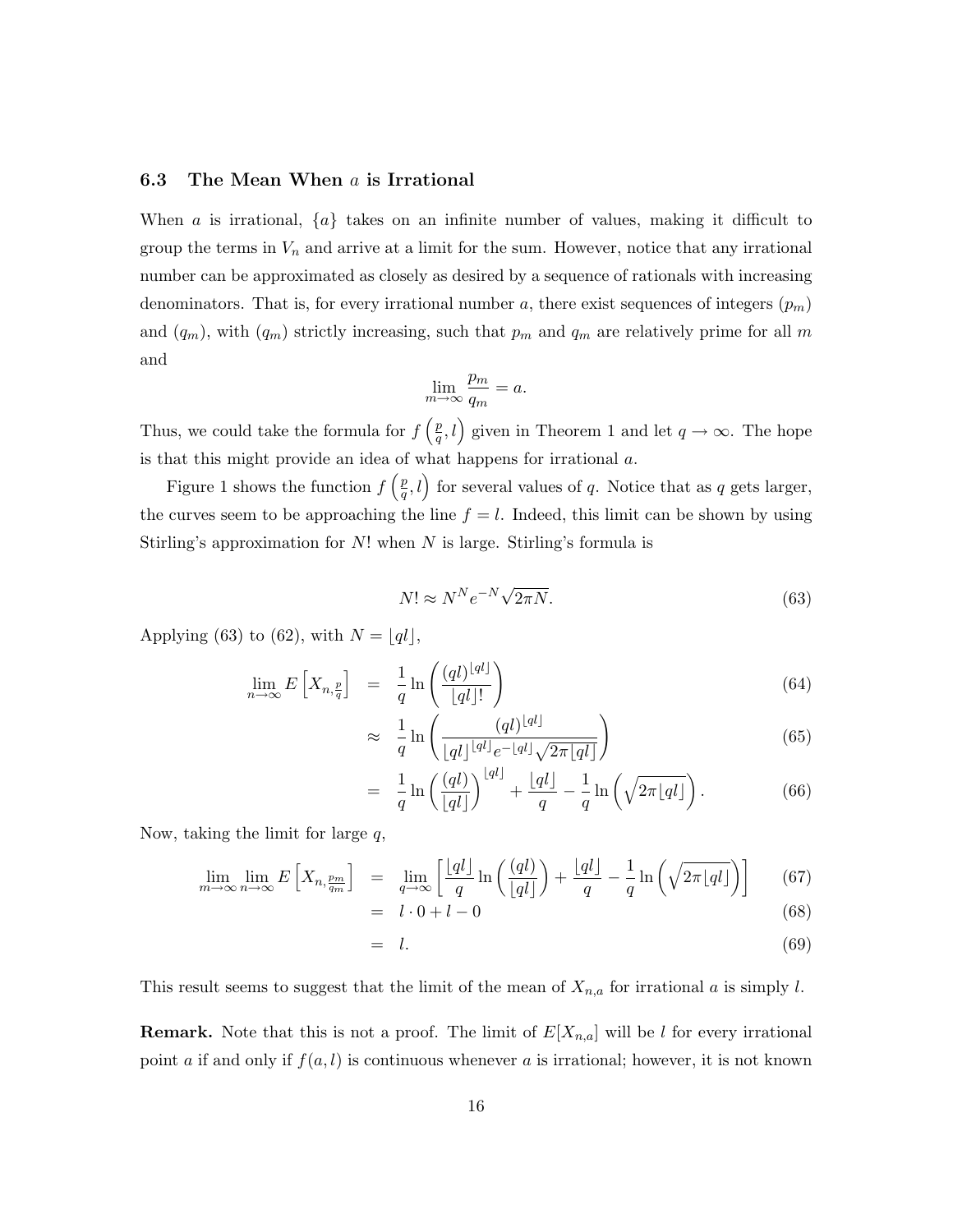### 6.3 The Mean When $a$ is Irrational

When $a$ is irrational, $\{a\}$ takes on an infinite number of values, making it difficult to group the terms in $V_n$ and arrive at a limit for the sum. However, notice that any irrational number can be approximated as closely as desired by a sequence of rationals with increasing denominators. That is, for every irrational number $a$, there exist sequences of integers $(p_m)$ and $(q_m)$, with $(q_m)$ strictly increasing, such that $p_m$ and $q_m$ are relatively prime for all $m$ and

$$\lim_{m\to\infty} \frac{p_m}{q_m} = a.$$

Thus, we could take the formula for $f\left(\frac{p}{q}, l\right)$ given in Theorem 1 and let $q \to \infty$. The hope is that this might provide an idea of what happens for irrational $a$.

Figure 1 shows the function $f\left(\frac{p}{q}, l\right)$ for several values of $q$. Notice that as $q$ gets larger, the curves seem to be approaching the line $f = l$. Indeed, this limit can be shown by using Stirling's approximation for $N!$ when $N$ is large. Stirling's formula is

$$N! \approx N^N e^{-N} \sqrt{2\pi N}. \tag{63}$$

Applying (63) to (62), with $N = \lfloor ql \rfloor$,

$$\begin{aligned}
\lim_{n\to\infty} E\left[X_{n,\frac{p}{q}}\right] &= \frac{1}{q} \ln\left(\frac{(ql)^{\lfloor ql \rfloor}}{\lfloor ql \rfloor !}\right) && (64)\\
&\approx \frac{1}{q} \ln\left(\frac{(ql)^{\lfloor ql \rfloor}}{\lfloor ql \rfloor^{\lfloor ql \rfloor} e^{-\lfloor ql \rfloor} \sqrt{2\pi \lfloor ql \rfloor}}\right) && (65)\\
&= \frac{1}{q} \ln\left(\frac{(ql)}{\lfloor ql \rfloor}\right)^{\lfloor ql \rfloor} + \frac{\lfloor ql \rfloor}{q} - \frac{1}{q} \ln\left(\sqrt{2\pi \lfloor ql \rfloor}\right). && (66)
\end{aligned}$$

Now, taking the limit for large $q$,

$$\begin{aligned}
\lim_{m\to\infty} \lim_{n\to\infty} E\left[X_{n,\frac{p_m}{q_m}}\right] &= \lim_{q\to\infty} \left[\frac{\lfloor ql \rfloor}{q} \ln\left(\frac{(ql)}{\lfloor ql \rfloor}\right) + \frac{\lfloor ql \rfloor}{q} - \frac{1}{q} \ln\left(\sqrt{2\pi \lfloor ql \rfloor}\right)\right] && (67)\\
&= l \cdot 0 + l - 0 && (68)\\
&= l. && (69)
\end{aligned}$$

This result seems to suggest that the limit of the mean of $X_{n,a}$ for irrational $a$ is simply $l$.

**Remark.** Note that this is not a proof. The limit of $E[X_{n,a}]$ will be $l$ for every irrational point $a$ if and only if $f(a, l)$ is continuous whenever $a$ is irrational; however, it is not known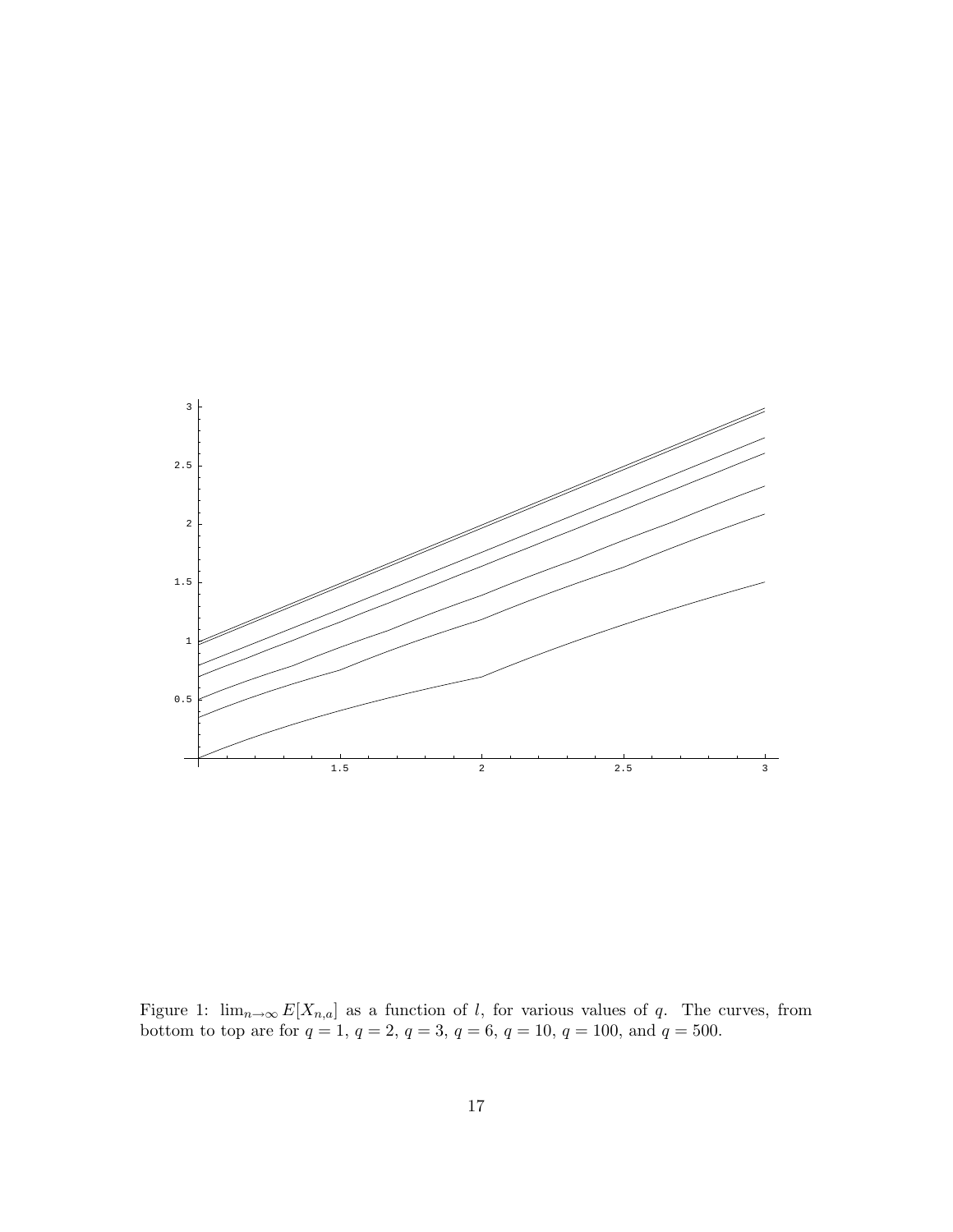Figure 1: $\lim_{n\to\infty} E[X_{n,a}]$ as a function of $l$, for various values of $q$. The curves, from bottom to top are for $q = 1$, $q = 2$, $q = 3$, $q = 6$, $q = 10$, $q = 100$, and $q = 500$.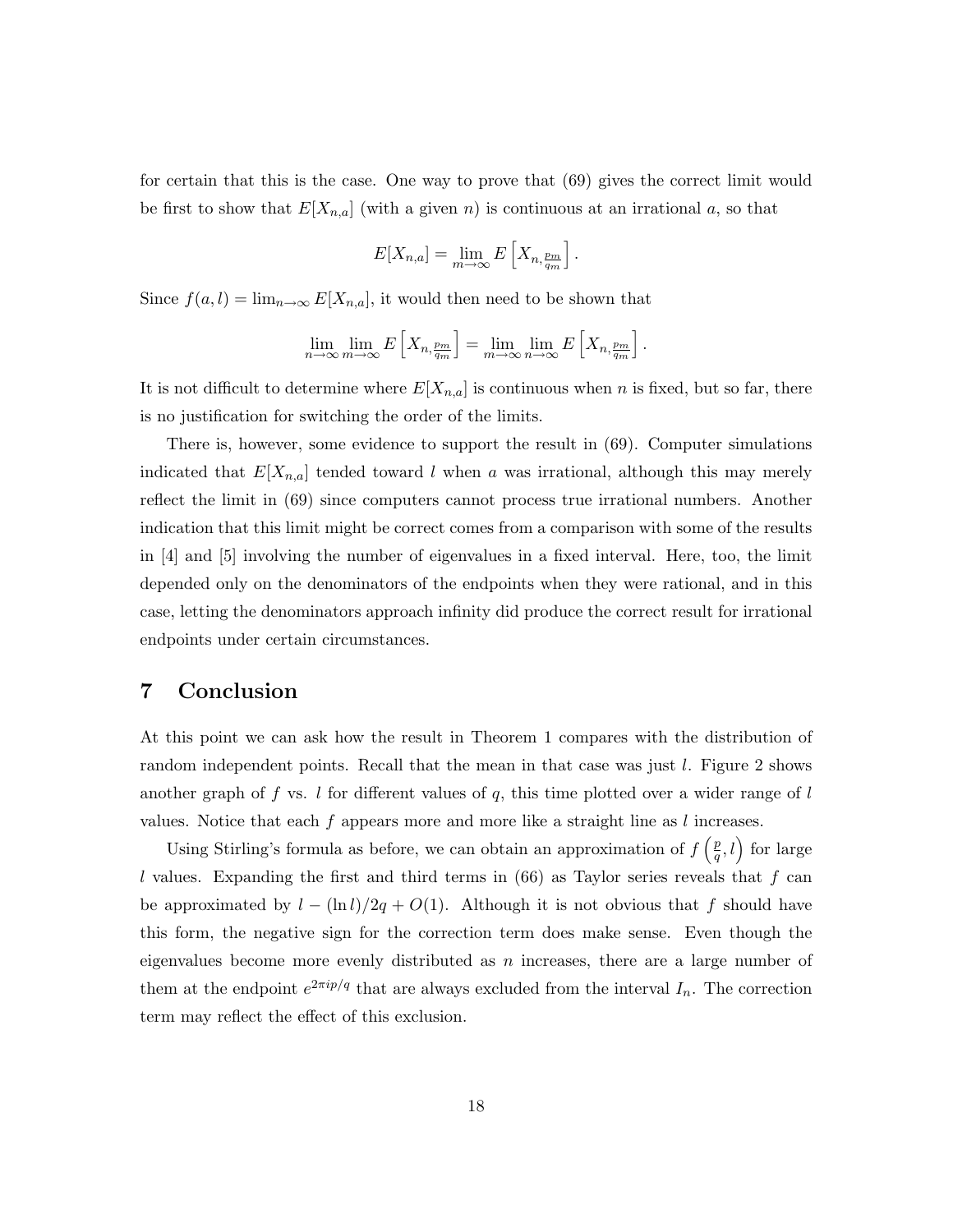for certain that this is the case. One way to prove that (69) gives the correct limit would be first to show that $E[X_{n,a}]$ (with a given $n$) is continuous at an irrational $a$, so that

$$E[X_{n,a}] = \lim_{m\to\infty} E\left[X_{n,\frac{p_m}{q_m}}\right].$$

Since $f(a,l) = \lim_{n\to\infty} E[X_{n,a}]$, it would then need to be shown that

$$\lim_{n\to\infty}\lim_{m\to\infty} E\left[X_{n,\frac{p_m}{q_m}}\right] = \lim_{m\to\infty}\lim_{n\to\infty} E\left[X_{n,\frac{p_m}{q_m}}\right].$$

It is not difficult to determine where $E[X_{n,a}]$ is continuous when $n$ is fixed, but so far, there is no justification for switching the order of the limits.

There is, however, some evidence to support the result in (69). Computer simulations indicated that $E[X_{n,a}]$ tended toward $l$ when $a$ was irrational, although this may merely reflect the limit in (69) since computers cannot process true irrational numbers. Another indication that this limit might be correct comes from a comparison with some of the results in [4] and [5] involving the number of eigenvalues in a fixed interval. Here, too, the limit depended only on the denominators of the endpoints when they were rational, and in this case, letting the denominators approach infinity did produce the correct result for irrational endpoints under certain circumstances.

## 7 Conclusion

At this point we can ask how the result in Theorem 1 compares with the distribution of random independent points. Recall that the mean in that case was just $l$. Figure 2 shows another graph of $f$ vs. $l$ for different values of $q$, this time plotted over a wider range of $l$ values. Notice that each $f$ appears more and more like a straight line as $l$ increases.

Using Stirling's formula as before, we can obtain an approximation of $f\left(\frac{p}{q}, l\right)$ for large $l$ values. Expanding the first and third terms in (66) as Taylor series reveals that $f$ can be approximated by $l - (\ln l)/2q + O(1)$. Although it is not obvious that $f$ should have this form, the negative sign for the correction term does make sense. Even though the eigenvalues become more evenly distributed as $n$ increases, there are a large number of them at the endpoint $e^{2\pi i p/q}$ that are always excluded from the interval $I_n$. The correction term may reflect the effect of this exclusion.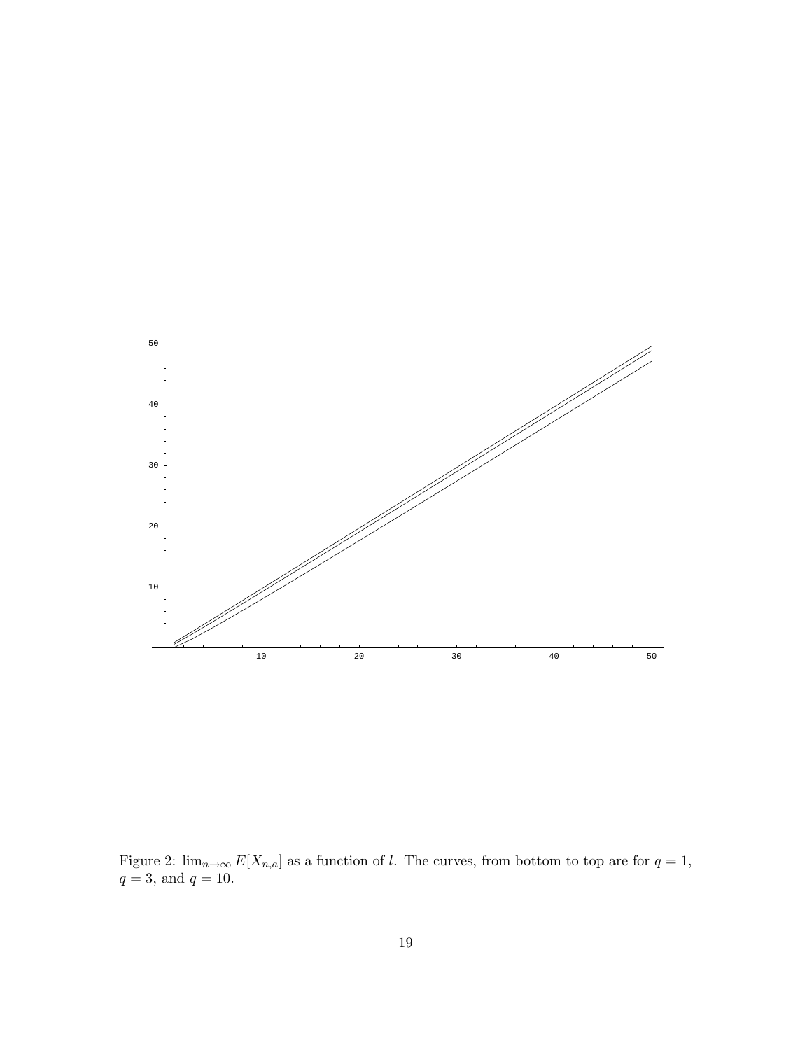Figure 2: $\lim_{n\to\infty} E[X_{n,a}]$ as a function of $l$. The curves, from bottom to top are for $q = 1$, $q = 3$, and $q = 10$.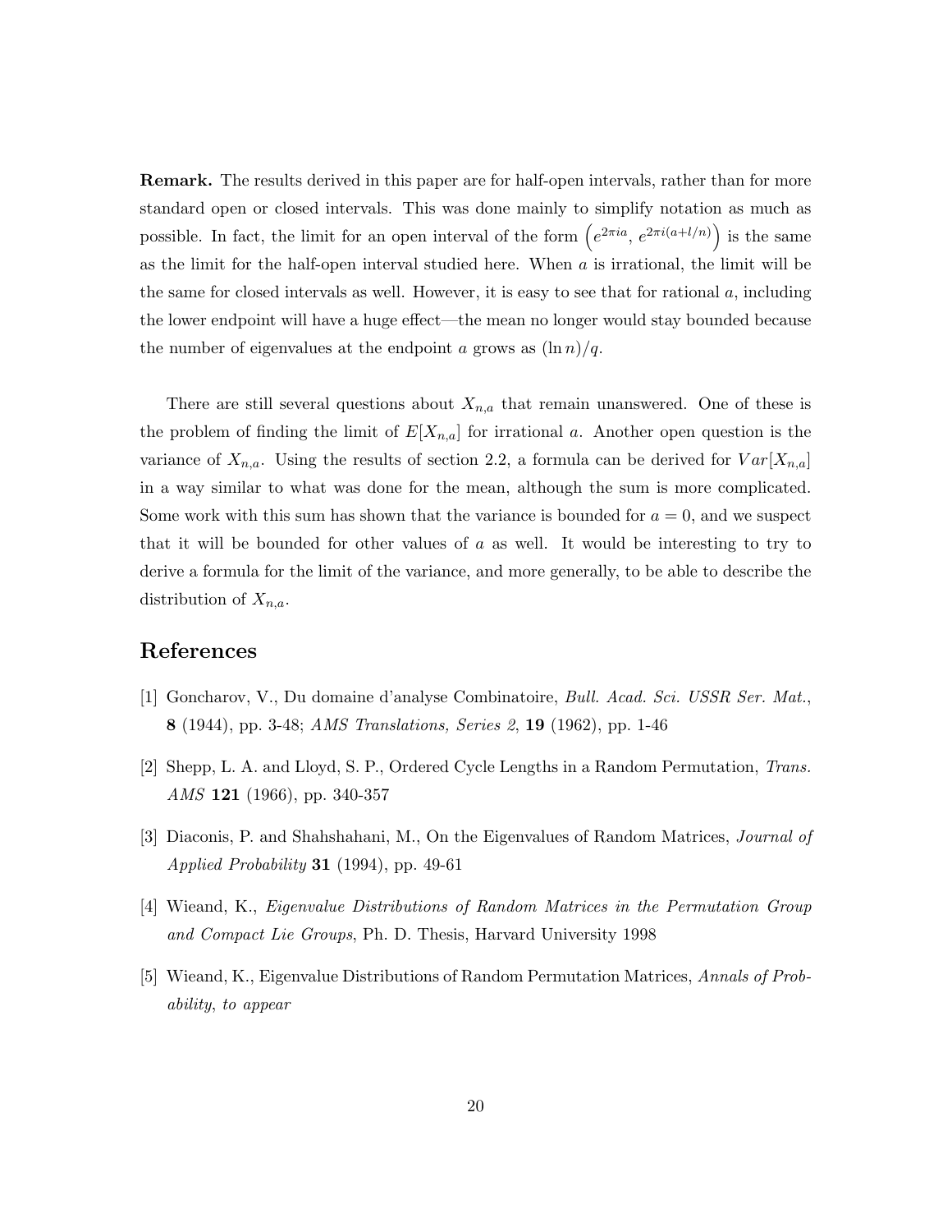**Remark.** The results derived in this paper are for half-open intervals, rather than for more standard open or closed intervals. This was done mainly to simplify notation as much as possible. In fact, the limit for an open interval of the form $\left(e^{2\pi ia},\, e^{2\pi i(a+l/n)}\right)$ is the same as the limit for the half-open interval studied here. When $a$ is irrational, the limit will be the same for closed intervals as well. However, it is easy to see that for rational $a$, including the lower endpoint will have a huge effect—the mean no longer would stay bounded because the number of eigenvalues at the endpoint $a$ grows as $(\ln n)/q$.

There are still several questions about $X_{n,a}$ that remain unanswered. One of these is the problem of finding the limit of $E[X_{n,a}]$ for irrational $a$. Another open question is the variance of $X_{n,a}$. Using the results of section 2.2, a formula can be derived for $Var[X_{n,a}]$ in a way similar to what was done for the mean, although the sum is more complicated. Some work with this sum has shown that the variance is bounded for $a = 0$, and we suspect that it will be bounded for other values of $a$ as well. It would be interesting to try to derive a formula for the limit of the variance, and more generally, to be able to describe the distribution of $X_{n,a}$.

## References

[1] Goncharov, V., Du domaine d'analyse Combinatoire, *Bull. Acad. Sci. USSR Ser. Mat.*, **8** (1944), pp. 3-48; *AMS Translations, Series 2*, **19** (1962), pp. 1-46

[2] Shepp, L. A. and Lloyd, S. P., Ordered Cycle Lengths in a Random Permutation, *Trans. AMS* **121** (1966), pp. 340-357

[3] Diaconis, P. and Shahshahani, M., On the Eigenvalues of Random Matrices, *Journal of Applied Probability* **31** (1994), pp. 49-61

[4] Wieand, K., *Eigenvalue Distributions of Random Matrices in the Permutation Group and Compact Lie Groups*, Ph. D. Thesis, Harvard University 1998

[5] Wieand, K., Eigenvalue Distributions of Random Permutation Matrices, *Annals of Probability*, *to appear*